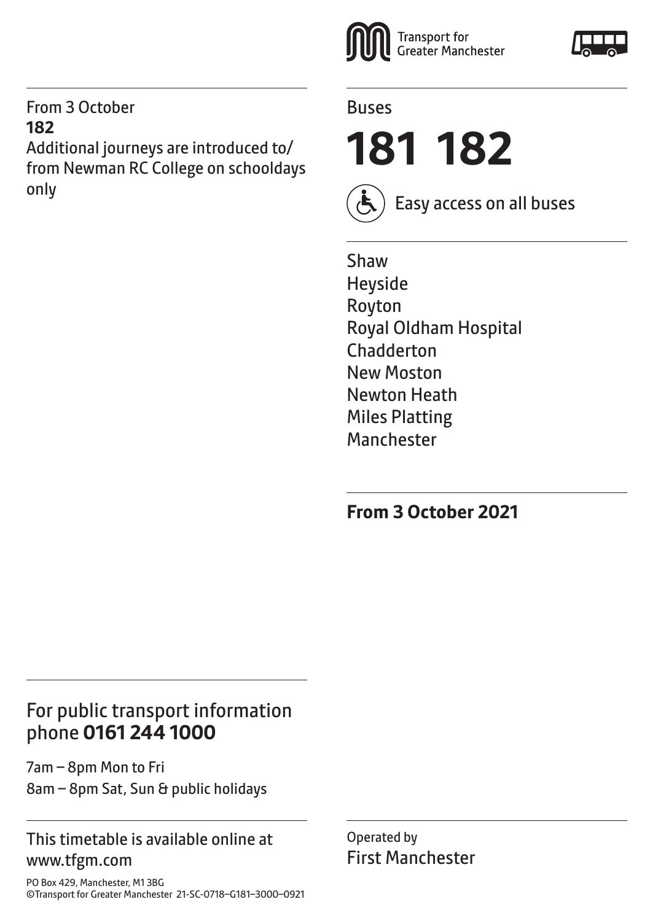Transport for Greater Manchester

Buses

# 181 182

Easy access on all buses

Shaw
Heyside
Royton
Royal Oldham Hospital
Chadderton
New Moston
Newton Heath
Miles Platting
Manchester

**From 3 October 2021**

From 3 October
**182**
Additional journeys are introduced to/ from Newman RC College on schooldays only

For public transport information phone **0161 244 1000**

7am – 8pm Mon to Fri
8am – 8pm Sat, Sun & public holidays

This timetable is available online at www.tfgm.com

PO Box 429, Manchester, M1 3BG
©Transport for Greater Manchester 21-SC-0718–G181–3000–0921

Operated by
First Manchester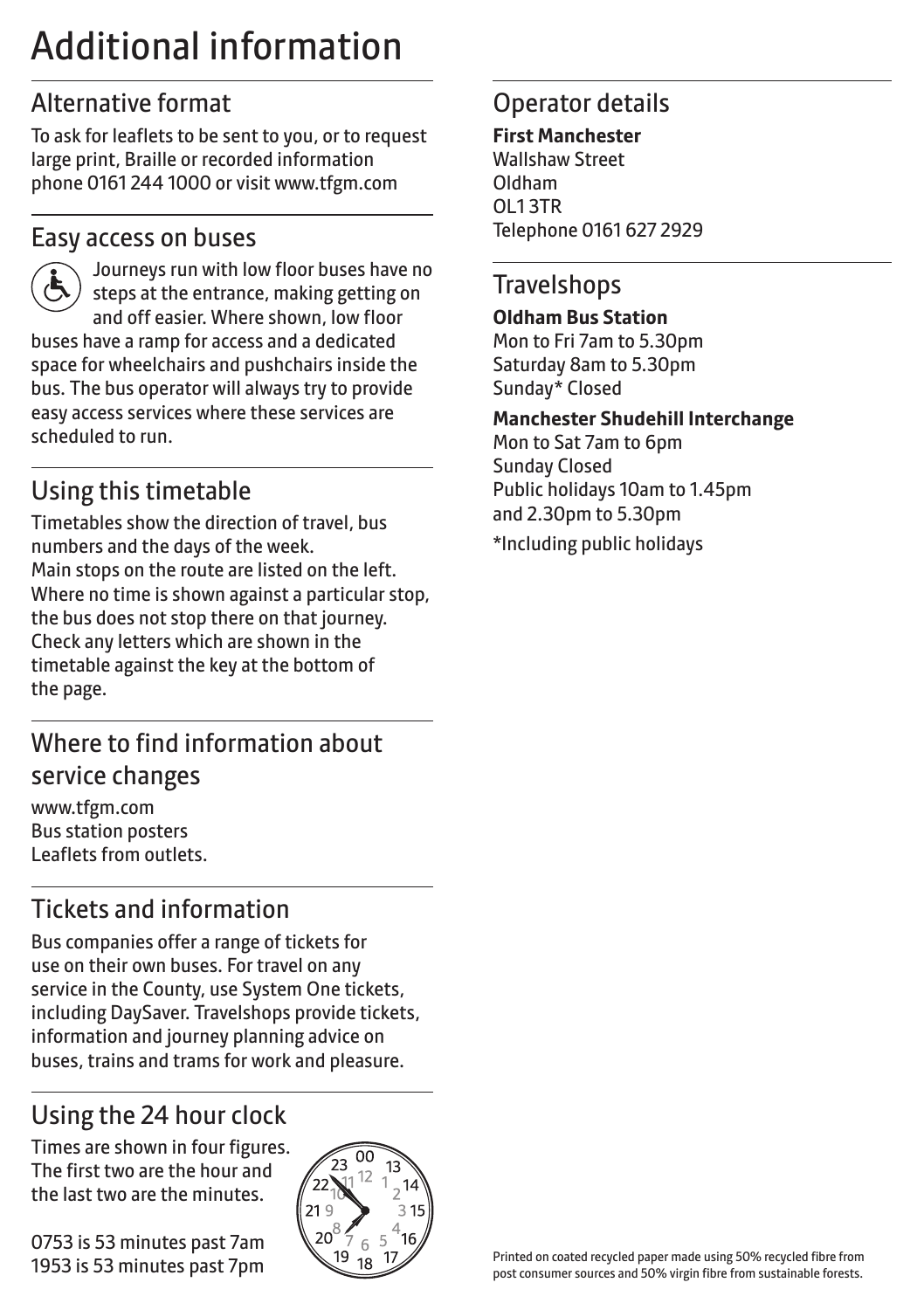# Additional information

## Alternative format

To ask for leaflets to be sent to you, or to request large print, Braille or recorded information phone 0161 244 1000 or visit www.tfgm.com

## Easy access on buses

Journeys run with low floor buses have no steps at the entrance, making getting on and off easier. Where shown, low floor buses have a ramp for access and a dedicated space for wheelchairs and pushchairs inside the bus. The bus operator will always try to provide easy access services where these services are scheduled to run.

## Using this timetable

Timetables show the direction of travel, bus numbers and the days of the week.
Main stops on the route are listed on the left.
Where no time is shown against a particular stop, the bus does not stop there on that journey.
Check any letters which are shown in the timetable against the key at the bottom of the page.

## Where to find information about service changes

www.tfgm.com
Bus station posters
Leaflets from outlets.

## Tickets and information

Bus companies offer a range of tickets for use on their own buses. For travel on any service in the County, use System One tickets, including DaySaver. Travelshops provide tickets, information and journey planning advice on buses, trains and trams for work and pleasure.

## Using the 24 hour clock

Times are shown in four figures. The first two are the hour and the last two are the minutes.

0753 is 53 minutes past 7am
1953 is 53 minutes past 7pm

## Operator details

**First Manchester**
Wallshaw Street
Oldham
OL1 3TR
Telephone 0161 627 2929

## Travelshops

**Oldham Bus Station**
Mon to Fri 7am to 5.30pm
Saturday 8am to 5.30pm
Sunday* Closed

**Manchester Shudehill Interchange**
Mon to Sat 7am to 6pm
Sunday Closed
Public holidays 10am to 1.45pm and 2.30pm to 5.30pm

*Including public holidays

Printed on coated recycled paper made using 50% recycled fibre from post consumer sources and 50% virgin fibre from sustainable forests.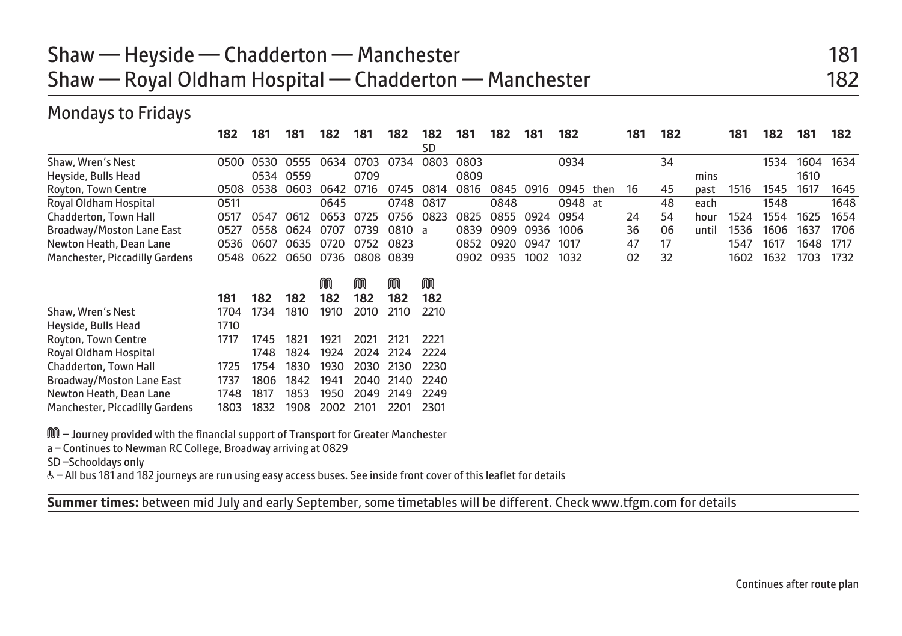# Shaw — Heyside — Chadderton — Manchester 181
# Shaw — Royal Oldham Hospital — Chadderton — Manchester 182

## Mondays to Fridays

| | 182 | 181 | 181 | 182 | 181 | 182 | 182 SD | 181 | 182 | 181 | 182 | | 181 | 182 | | 181 | 182 | 181 | 182 |
|---|---|---|---|---|---|---|---|---|---|---|---|---|---|---|---|---|---|---|---|
| Shaw, Wren's Nest | 0500 | 0530 | 0555 | 0634 | 0703 | 0734 | 0803 | 0803 | | | 0934 | | | 34 | | | 1534 | 1604 | 1634 |
| Heyside, Bulls Head | | 0534 | 0559 | | 0709 | | | 0809 | | | | | | | mins | | | 1610 | |
| Royton, Town Centre | 0508 | 0538 | 0603 | 0642 | 0716 | 0745 | 0814 | 0816 | 0845 | 0916 | 0945 | then | 16 | 45 | past | 1516 | 1545 | 1617 | 1645 |
| Royal Oldham Hospital | 0511 | | | 0645 | | 0748 | 0817 | | 0848 | | 0948 | at | | 48 | each | | 1548 | | 1648 |
| Chadderton, Town Hall | 0517 | 0547 | 0612 | 0653 | 0725 | 0756 | 0823 | 0825 | 0855 | 0924 | 0954 | | 24 | 54 | hour | 1524 | 1554 | 1625 | 1654 |
| Broadway/Moston Lane East | 0527 | 0558 | 0624 | 0707 | 0739 | 0810 | a | 0839 | 0909 | 0936 | 1006 | | 36 | 06 | until | 1536 | 1606 | 1637 | 1706 |
| Newton Heath, Dean Lane | 0536 | 0607 | 0635 | 0720 | 0752 | 0823 | | 0852 | 0920 | 0947 | 1017 | | 47 | 17 | | 1547 | 1617 | 1648 | 1717 |
| Manchester, Piccadilly Gardens | 0548 | 0622 | 0650 | 0736 | 0808 | 0839 | | 0902 | 0935 | 1002 | 1032 | | 02 | 32 | | 1602 | 1632 | 1703 | 1732 |

| | 181 | 182 | 182 | M 182 | M 182 | M 182 | M 182 |
|---|---|---|---|---|---|---|---|
| Shaw, Wren's Nest | 1704 | 1734 | 1810 | 1910 | 2010 | 2110 | 2210 |
| Heyside, Bulls Head | 1710 | | | | | | |
| Royton, Town Centre | 1717 | 1745 | 1821 | 1921 | 2021 | 2121 | 2221 |
| Royal Oldham Hospital | | 1748 | 1824 | 1924 | 2024 | 2124 | 2224 |
| Chadderton, Town Hall | 1725 | 1754 | 1830 | 1930 | 2030 | 2130 | 2230 |
| Broadway/Moston Lane East | 1737 | 1806 | 1842 | 1941 | 2040 | 2140 | 2240 |
| Newton Heath, Dean Lane | 1748 | 1817 | 1853 | 1950 | 2049 | 2149 | 2249 |
| Manchester, Piccadilly Gardens | 1803 | 1832 | 1908 | 2002 | 2101 | 2201 | 2301 |

M – Journey provided with the financial support of Transport for Greater Manchester

a – Continues to Newman RC College, Broadway arriving at 0829

SD – Schooldays only

♿ – All bus 181 and 182 journeys are run using easy access buses. See inside front cover of this leaflet for details

**Summer times:** between mid July and early September, some timetables will be different. Check www.tfgm.com for details

Continues after route plan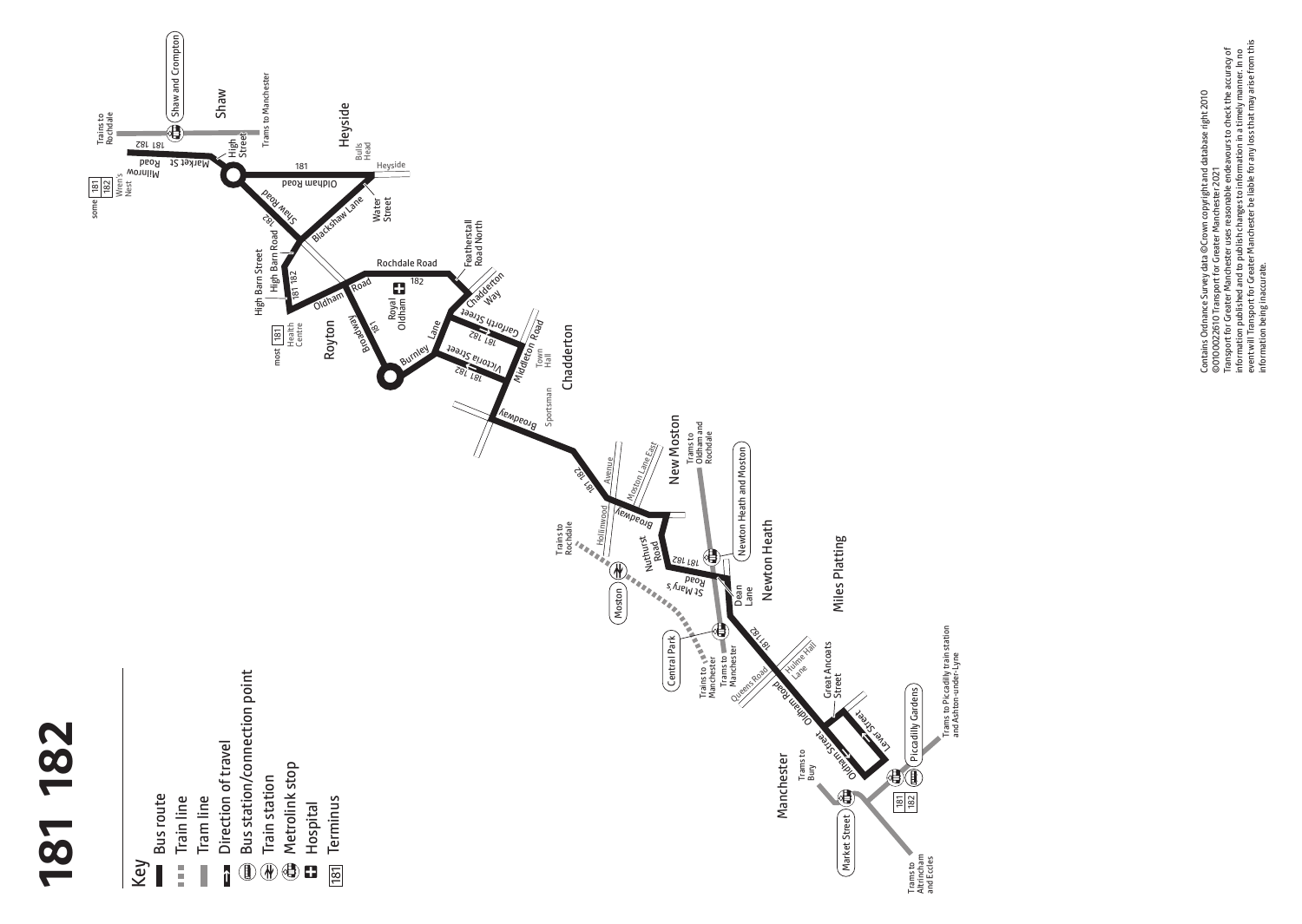# 181 182

## Key

- Bus route
- Train line
- Tram line
- Direction of travel
- Bus station/connection point
- Train station
- Metrolink stop
- Hospital
- 181 Terminus

Contains Ordnance Survey data ©Crown copyright and database right 2010
©0100022610 Transport for Greater Manchester 2021
Transport for Greater Manchester uses reasonable endeavours to check the accuracy of information published and to publish changes to information in a timely manner. In no event will Transport for Greater Manchester be liable for any loss that may arise from this information being inaccurate.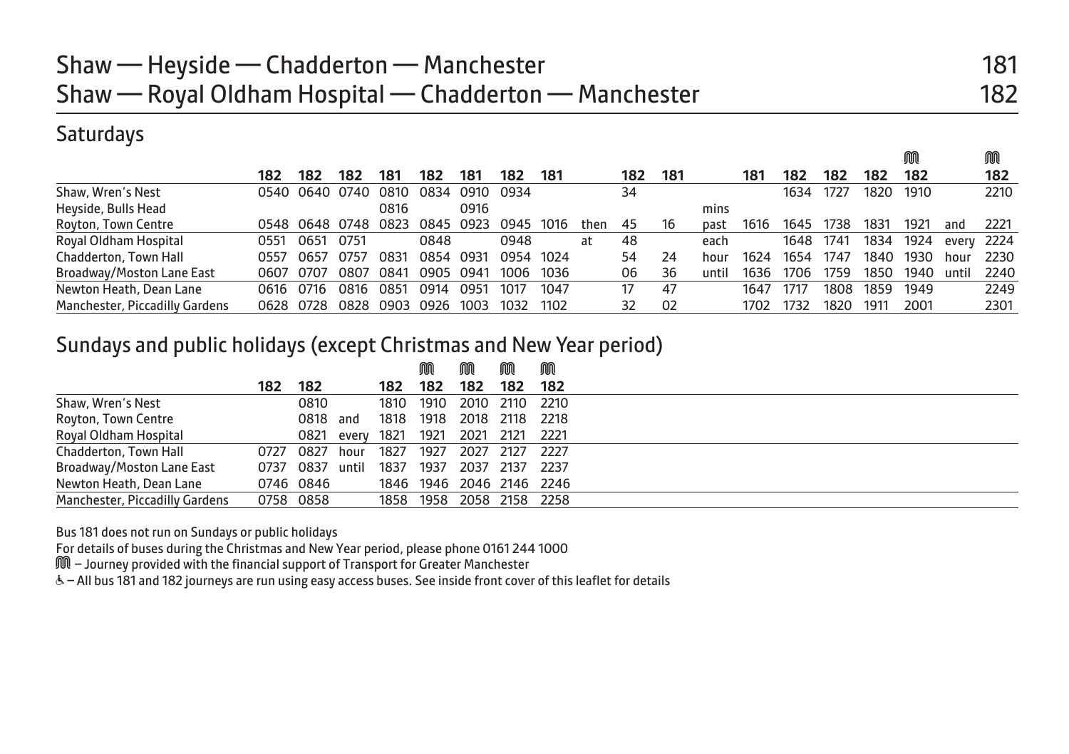# Shaw — Heyside — Chadderton — Manchester 181
# Shaw — Royal Oldham Hospital — Chadderton — Manchester 182

## Saturdays

| | 182 | 182 | 182 | 181 | 182 | 181 | 182 | 181 | | 182 | 181 | | 181 | 182 | 182 | 182 | Ⓜ 182 | | Ⓜ 182 |
|---|---|---|---|---|---|---|---|---|---|---|---|---|---|---|---|---|---|---|---|
| Shaw, Wren's Nest | 0540 | 0640 | 0740 | 0810 | 0834 | 0910 | 0934 | | | 34 | | | | 1634 | 1727 | 1820 | 1910 | | 2210 |
| Heyside, Bulls Head | | | | 0816 | | 0916 | | | | | | mins | | | | | | | |
| Royton, Town Centre | 0548 | 0648 | 0748 | 0823 | 0845 | 0923 | 0945 | 1016 | then | 45 | 16 | past | 1616 | 1645 | 1738 | 1831 | 1921 | and | 2221 |
| Royal Oldham Hospital | 0551 | 0651 | 0751 | | 0848 | | 0948 | | at | 48 | | each | | 1648 | 1741 | 1834 | 1924 | every | 2224 |
| Chadderton, Town Hall | 0557 | 0657 | 0757 | 0831 | 0854 | 0931 | 0954 | 1024 | | 54 | 24 | hour | 1624 | 1654 | 1747 | 1840 | 1930 | hour | 2230 |
| Broadway/Moston Lane East | 0607 | 0707 | 0807 | 0841 | 0905 | 0941 | 1006 | 1036 | | 06 | 36 | until | 1636 | 1706 | 1759 | 1850 | 1940 | until | 2240 |
| Newton Heath, Dean Lane | 0616 | 0716 | 0816 | 0851 | 0914 | 0951 | 1017 | 1047 | | 17 | 47 | | 1647 | 1717 | 1808 | 1859 | 1949 | | 2249 |
| Manchester, Piccadilly Gardens | 0628 | 0728 | 0828 | 0903 | 0926 | 1003 | 1032 | 1102 | | 32 | 02 | | 1702 | 1732 | 1820 | 1911 | 2001 | | 2301 |

## Sundays and public holidays (except Christmas and New Year period)

| | 182 | 182 | | 182 | Ⓜ 182 | Ⓜ 182 | Ⓜ 182 | Ⓜ 182 |
|---|---|---|---|---|---|---|---|---|
| Shaw, Wren's Nest | | 0810 | | 1810 | 1910 | 2010 | 2110 | 2210 |
| Royton, Town Centre | | 0818 | and | 1818 | 1918 | 2018 | 2118 | 2218 |
| Royal Oldham Hospital | | 0821 | every | 1821 | 1921 | 2021 | 2121 | 2221 |
| Chadderton, Town Hall | 0727 | 0827 | hour | 1827 | 1927 | 2027 | 2127 | 2227 |
| Broadway/Moston Lane East | 0737 | 0837 | until | 1837 | 1937 | 2037 | 2137 | 2237 |
| Newton Heath, Dean Lane | 0746 | 0846 | | 1846 | 1946 | 2046 | 2146 | 2246 |
| Manchester, Piccadilly Gardens | 0758 | 0858 | | 1858 | 1958 | 2058 | 2158 | 2258 |

Bus 181 does not run on Sundays or public holidays

For details of buses during the Christmas and New Year period, please phone 0161 244 1000

Ⓜ – Journey provided with the financial support of Transport for Greater Manchester

♿ – All bus 181 and 182 journeys are run using easy access buses. See inside front cover of this leaflet for details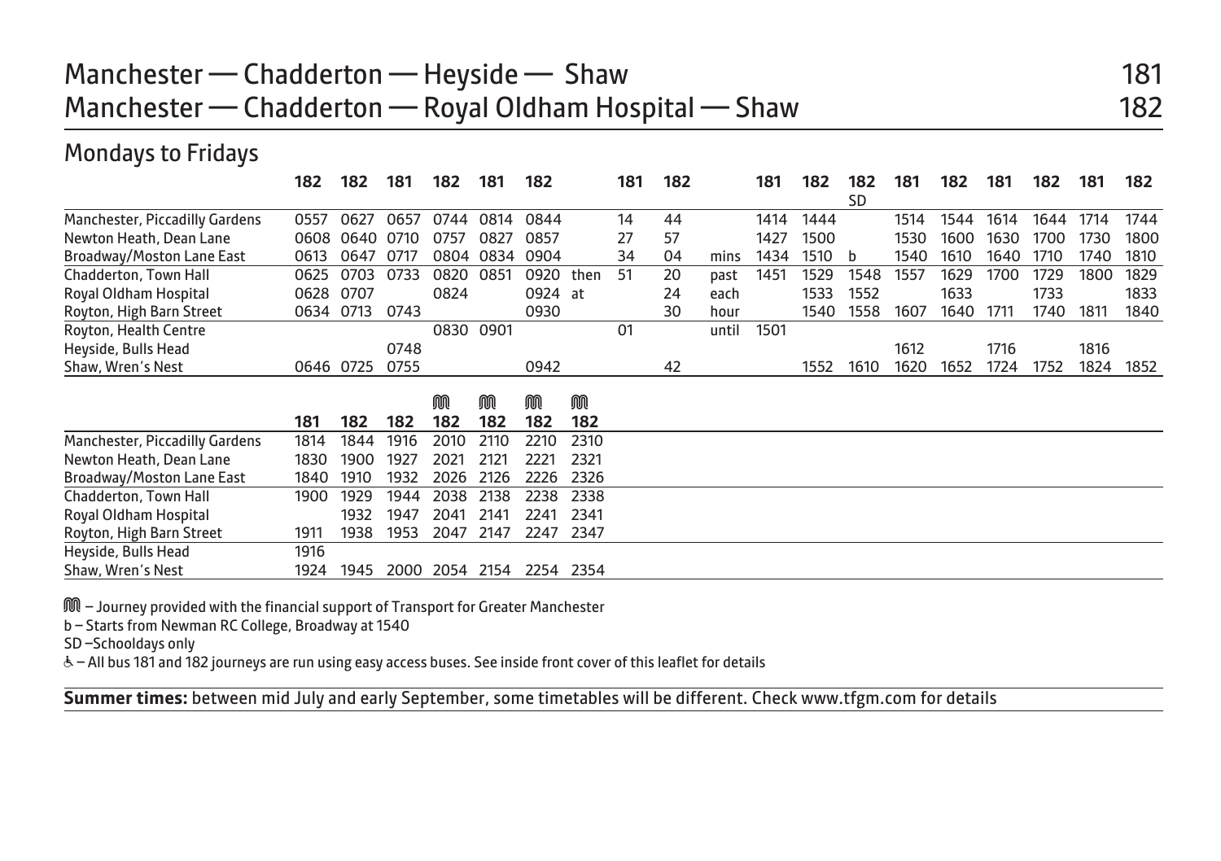# Manchester — Chadderton — Heyside — Shaw 181
# Manchester — Chadderton — Royal Oldham Hospital — Shaw 182

## Mondays to Fridays

| | 182 | 182 | 181 | 182 | 181 | 182 | | 181 | 182 | | 181 | 182 | 182 SD | 181 | 182 | 181 | 182 | 181 | 182 |
|---|---|---|---|---|---|---|---|---|---|---|---|---|---|---|---|---|---|---|---|
| Manchester, Piccadilly Gardens | 0557 | 0627 | 0657 | 0744 | 0814 | 0844 | | 14 | 44 | | 1414 | 1444 | | 1514 | 1544 | 1614 | 1644 | 1714 | 1744 |
| Newton Heath, Dean Lane | 0608 | 0640 | 0710 | 0757 | 0827 | 0857 | | 27 | 57 | | 1427 | 1500 | | 1530 | 1600 | 1630 | 1700 | 1730 | 1800 |
| Broadway/Moston Lane East | 0613 | 0647 | 0717 | 0804 | 0834 | 0904 | | 34 | 04 | mins | 1434 | 1510 | b | 1540 | 1610 | 1640 | 1710 | 1740 | 1810 |
| Chadderton, Town Hall | 0625 | 0703 | 0733 | 0820 | 0851 | 0920 | then | 51 | 20 | past | 1451 | 1529 | 1548 | 1557 | 1629 | 1700 | 1729 | 1800 | 1829 |
| Royal Oldham Hospital | 0628 | 0707 | | 0824 | | 0924 | at | | 24 | each | | 1533 | 1552 | | 1633 | | 1733 | | 1833 |
| Royton, High Barn Street | 0634 | 0713 | 0743 | | | 0930 | | | 30 | hour | | 1540 | 1558 | 1607 | 1640 | 1711 | 1740 | 1811 | 1840 |
| Royton, Health Centre | | | | 0830 | 0901 | | | 01 | | until | 1501 | | | | | | | | |
| Heyside, Bulls Head | | | 0748 | | | | | | | | | | | 1612 | | 1716 | | 1816 | |
| Shaw, Wren's Nest | 0646 | 0725 | 0755 | | | 0942 | | | 42 | | | 1552 | 1610 | 1620 | 1652 | 1724 | 1752 | 1824 | 1852 |

| | 181 | 182 | 182 | Ⓜ 182 | Ⓜ 182 | Ⓜ 182 | Ⓜ 182 |
|---|---|---|---|---|---|---|---|
| Manchester, Piccadilly Gardens | 1814 | 1844 | 1916 | 2010 | 2110 | 2210 | 2310 |
| Newton Heath, Dean Lane | 1830 | 1900 | 1927 | 2021 | 2121 | 2221 | 2321 |
| Broadway/Moston Lane East | 1840 | 1910 | 1932 | 2026 | 2126 | 2226 | 2326 |
| Chadderton, Town Hall | 1900 | 1929 | 1944 | 2038 | 2138 | 2238 | 2338 |
| Royal Oldham Hospital | | 1932 | 1947 | 2041 | 2141 | 2241 | 2341 |
| Royton, High Barn Street | 1911 | 1938 | 1953 | 2047 | 2147 | 2247 | 2347 |
| Heyside, Bulls Head | 1916 | | | | | | |
| Shaw, Wren's Nest | 1924 | 1945 | 2000 | 2054 | 2154 | 2254 | 2354 |

Ⓜ – Journey provided with the financial support of Transport for Greater Manchester

b – Starts from Newman RC College, Broadway at 1540

SD – Schooldays only

♿ – All bus 181 and 182 journeys are run using easy access buses. See inside front cover of this leaflet for details

**Summer times:** between mid July and early September, some timetables will be different. Check www.tfgm.com for details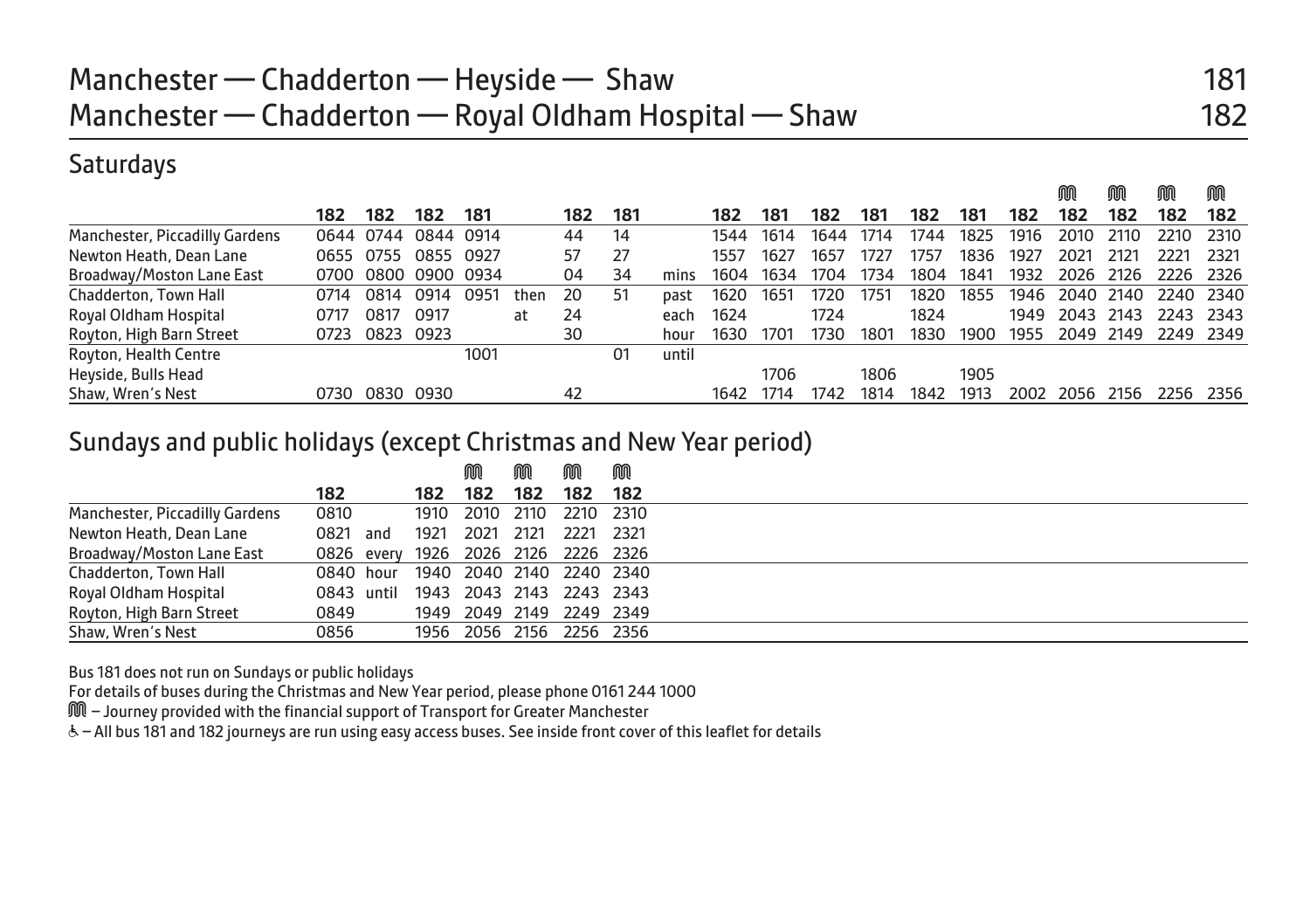# Manchester — Chadderton — Heyside — Shaw 181
# Manchester — Chadderton — Royal Oldham Hospital — Shaw 182

## Saturdays

| | 182 | 182 | 182 | 181 | | 182 | 181 | | 182 | 181 | 182 | 181 | 182 | 181 | 182 | 182 Ⓜ | 182 Ⓜ | 182 Ⓜ | 182 Ⓜ |
|---|---|---|---|---|---|---|---|---|---|---|---|---|---|---|---|---|---|---|---|
| Manchester, Piccadilly Gardens | 0644 | 0744 | 0844 | 0914 | | 44 | 14 | | 1544 | 1614 | 1644 | 1714 | 1744 | 1825 | 1916 | 2010 | 2110 | 2210 | 2310 |
| Newton Heath, Dean Lane | 0655 | 0755 | 0855 | 0927 | | 57 | 27 | | 1557 | 1627 | 1657 | 1727 | 1757 | 1836 | 1927 | 2021 | 2121 | 2221 | 2321 |
| Broadway/Moston Lane East | 0700 | 0800 | 0900 | 0934 | | 04 | 34 | mins | 1604 | 1634 | 1704 | 1734 | 1804 | 1841 | 1932 | 2026 | 2126 | 2226 | 2326 |
| Chadderton, Town Hall | 0714 | 0814 | 0914 | 0951 | then | 20 | 51 | past | 1620 | 1651 | 1720 | 1751 | 1820 | 1855 | 1946 | 2040 | 2140 | 2240 | 2340 |
| Royal Oldham Hospital | 0717 | 0817 | 0917 | | at | 24 | | each | 1624 | | 1724 | | 1824 | | 1949 | 2043 | 2143 | 2243 | 2343 |
| Royton, High Barn Street | 0723 | 0823 | 0923 | | | 30 | | hour | 1630 | 1701 | 1730 | 1801 | 1830 | 1900 | 1955 | 2049 | 2149 | 2249 | 2349 |
| Royton, Health Centre | | | | 1001 | | | 01 | until | | | | | | | | | | | |
| Heyside, Bulls Head | | | | | | | | | | 1706 | | 1806 | | 1905 | | | | | |
| Shaw, Wren's Nest | 0730 | 0830 | 0930 | | | 42 | | | 1642 | 1714 | 1742 | 1814 | 1842 | 1913 | 2002 | 2056 | 2156 | 2256 | 2356 |

## Sundays and public holidays (except Christmas and New Year period)

| | 182 | | 182 | 182 Ⓜ | 182 Ⓜ | 182 Ⓜ | 182 Ⓜ |
|---|---|---|---|---|---|---|---|
| Manchester, Piccadilly Gardens | 0810 | | 1910 | 2010 | 2110 | 2210 | 2310 |
| Newton Heath, Dean Lane | 0821 | and | 1921 | 2021 | 2121 | 2221 | 2321 |
| Broadway/Moston Lane East | 0826 | every | 1926 | 2026 | 2126 | 2226 | 2326 |
| Chadderton, Town Hall | 0840 | hour | 1940 | 2040 | 2140 | 2240 | 2340 |
| Royal Oldham Hospital | 0843 | until | 1943 | 2043 | 2143 | 2243 | 2343 |
| Royton, High Barn Street | 0849 | | 1949 | 2049 | 2149 | 2249 | 2349 |
| Shaw, Wren's Nest | 0856 | | 1956 | 2056 | 2156 | 2256 | 2356 |

Bus 181 does not run on Sundays or public holidays

For details of buses during the Christmas and New Year period, please phone 0161 244 1000

Ⓜ – Journey provided with the financial support of Transport for Greater Manchester

♿ – All bus 181 and 182 journeys are run using easy access buses. See inside front cover of this leaflet for details